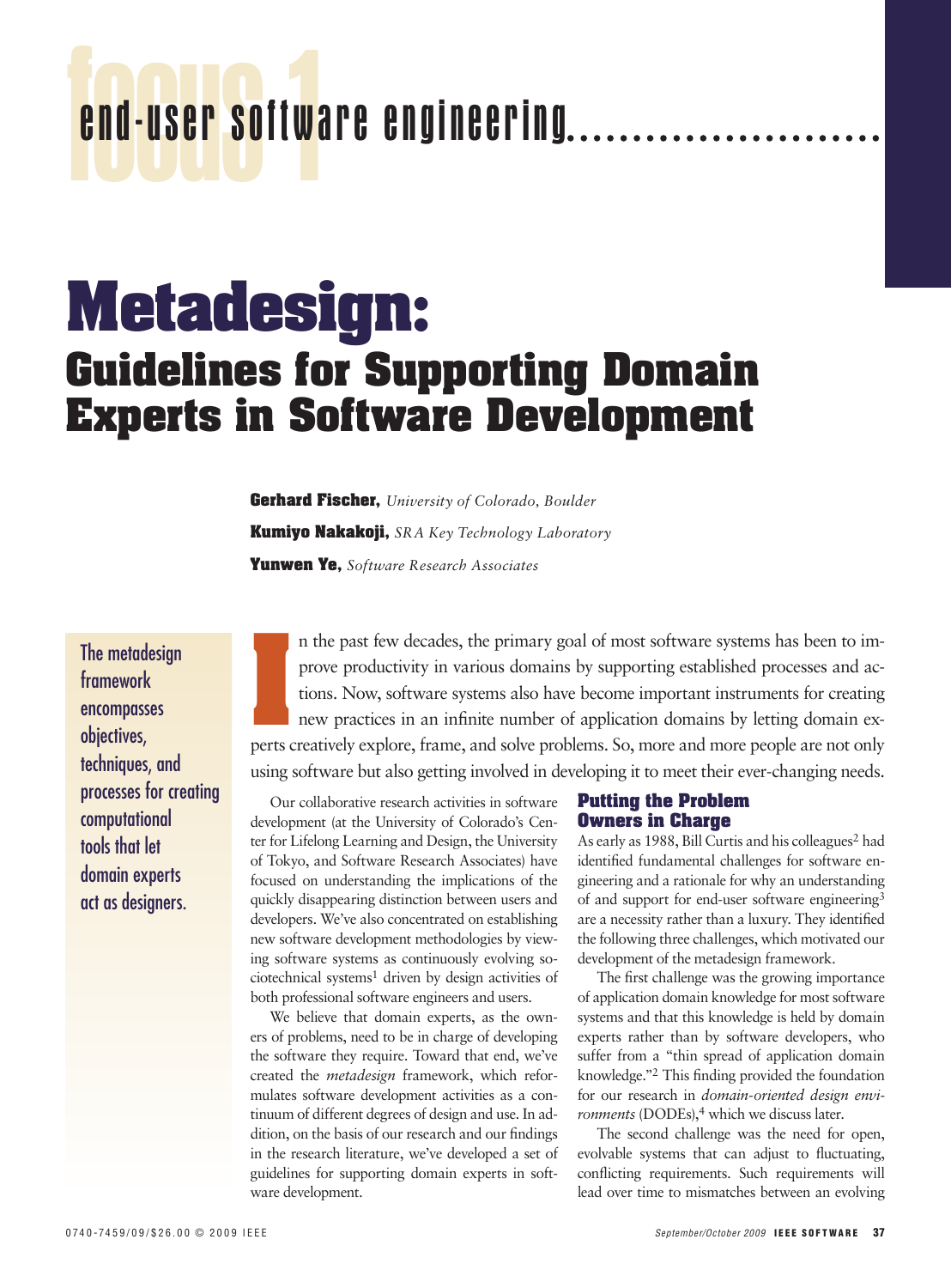# Metadesign: Guidelines for Supporting Domain Experts in Software Development

**Gerhard Fischer,** *University of Colorado, Boulder*

**Kumiyo Nakakoji,** *SRA Key Technology Laboratory*

**Yunwen Ye,** *Software Research Associates*

The metadesign framework encompasses objectives, techniques, and processes for creating computational tools that let domain experts act as designers.

In the past few decades, the primary goal of most software systems has been to improve productivity in various domains by supporting established processes and actions. Now, software systems also have become important instruments for creating new practices in an infinite number of application domains by letting domain experts creatively explore, frame, and solve problems. So, more and more people are not only using software but also getting involved in developing it to meet their ever-changing needs.

Our collaborative research activities in software development (at the University of Colorado's Center for Lifelong Learning and Design, the University of Tokyo, and Software Research Associates) have focused on understanding the implications of the quickly disappearing distinction between users and developers. We've also concentrated on establishing new software development methodologies by viewing software systems as continuously evolving sociotechnical systems[1] driven by design activities of both professional software engineers and users.

We believe that domain experts, as the owners of problems, need to be in charge of developing the software they require. Toward that end, we've created the *metadesign* framework, which reformulates software development activities as a continuum of different degrees of design and use. In addition, on the basis of our research and our findings in the research literature, we've developed a set of guidelines for supporting domain experts in software development.

## Putting the Problem Owners in Charge

As early as 1988, Bill Curtis and his colleagues[2] had identified fundamental challenges for software engineering and a rationale for why an understanding of and support for end-user software engineering[3] are a necessity rather than a luxury. They identified the following three challenges, which motivated our development of the metadesign framework.

The first challenge was the growing importance of application domain knowledge for most software systems and that this knowledge is held by domain experts rather than by software developers, who suffer from a "thin spread of application domain knowledge."[2] This finding provided the foundation for our research in *domain-oriented design environments* (DODEs),[4] which we discuss later.

The second challenge was the need for open, evolvable systems that can adjust to fluctuating, conflicting requirements. Such requirements will lead over time to mismatches between an evolving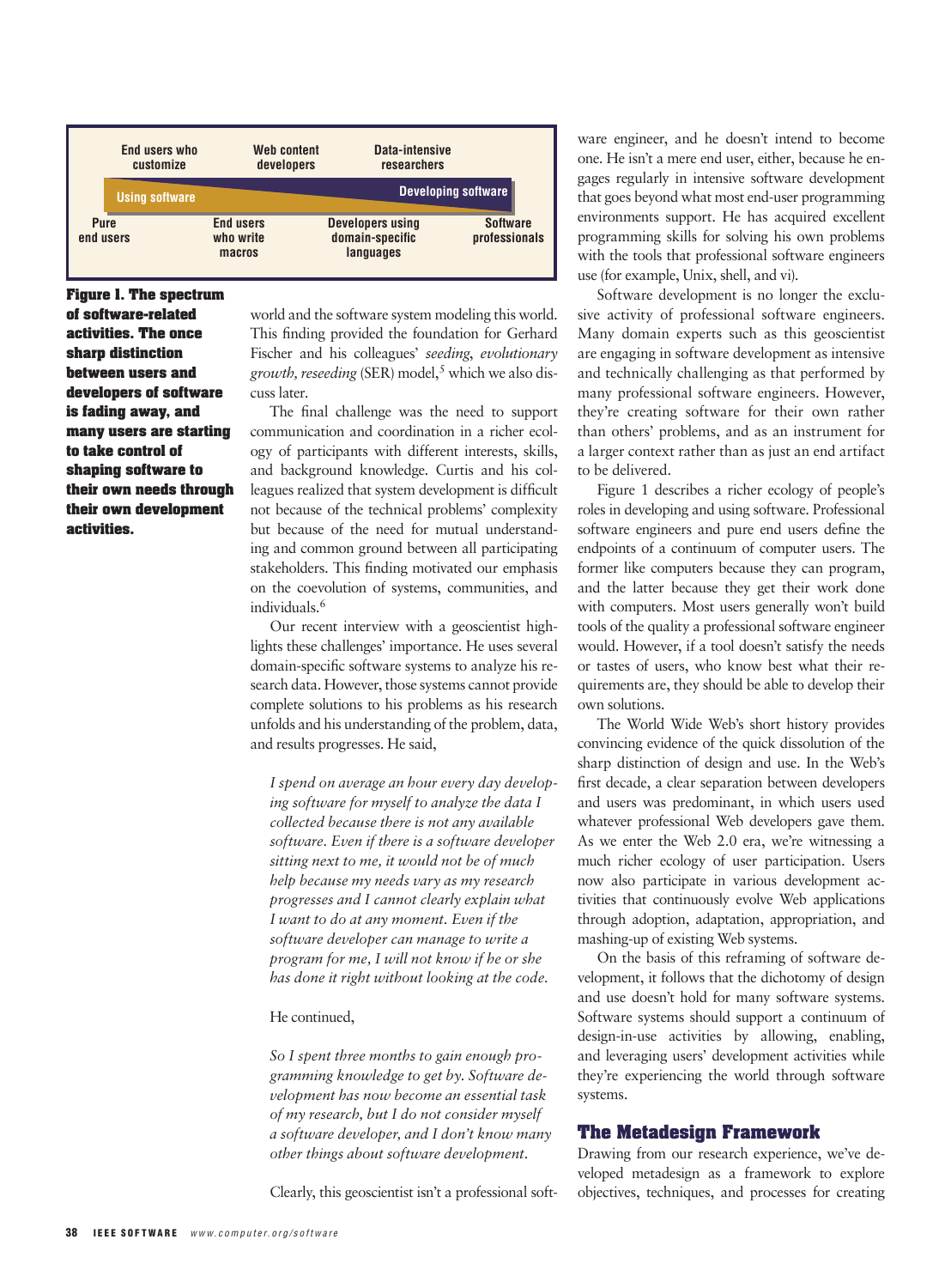End users who customize

Web content developers

Data-intensive researchers

Using software

Developing software

Pure end users

End users who write macros

Developers using domain-specific languages

Software professionals

**Figure 1. The spectrum of software-related activities. The once sharp distinction between users and developers of software is fading away, and many users are starting to take control of shaping software to their own needs through their own development activities.**

world and the software system modeling this world. This finding provided the foundation for Gerhard Fischer and his colleagues' *seeding, evolutionary growth, reseeding* (SER) model,[5] which we also discuss later.

The final challenge was the need to support communication and coordination in a richer ecology of participants with different interests, skills, and background knowledge. Curtis and his colleagues realized that system development is difficult not because of the technical problems' complexity but because of the need for mutual understanding and common ground between all participating stakeholders. This finding motivated our emphasis on the coevolution of systems, communities, and individuals.[6]

Our recent interview with a geoscientist highlights these challenges' importance. He uses several domain-specific software systems to analyze his research data. However, those systems cannot provide complete solutions to his problems as his research unfolds and his understanding of the problem, data, and results progresses. He said,

> *I spend on average an hour every day developing software for myself to analyze the data I collected because there is not any available software. Even if there is a software developer sitting next to me, it would not be of much help because my needs vary as my research progresses and I cannot clearly explain what I want to do at any moment. Even if the software developer can manage to write a program for me, I will not know if he or she has done it right without looking at the code.*

He continued,

> *So I spent three months to gain enough programming knowledge to get by. Software development has now become an essential task of my research, but I do not consider myself a software developer, and I don't know many other things about software development.*

Clearly, this geoscientist isn't a professional software engineer, and he doesn't intend to become one. He isn't a mere end user, either, because he engages regularly in intensive software development that goes beyond what most end-user programming environments support. He has acquired excellent programming skills for solving his own problems with the tools that professional software engineers use (for example, Unix, shell, and vi).

Software development is no longer the exclusive activity of professional software engineers. Many domain experts such as this geoscientist are engaging in software development as intensive and technically challenging as that performed by many professional software engineers. However, they're creating software for their own rather than others' problems, and as an instrument for a larger context rather than as just an end artifact to be delivered.

Figure 1 describes a richer ecology of people's roles in developing and using software. Professional software engineers and pure end users define the endpoints of a continuum of computer users. The former like computers because they can program, and the latter because they get their work done with computers. Most users generally won't build tools of the quality a professional software engineer would. However, if a tool doesn't satisfy the needs or tastes of users, who know best what their requirements are, they should be able to develop their own solutions.

The World Wide Web's short history provides convincing evidence of the quick dissolution of the sharp distinction of design and use. In the Web's first decade, a clear separation between developers and users was predominant, in which users used whatever professional Web developers gave them. As we enter the Web 2.0 era, we're witnessing a much richer ecology of user participation. Users now also participate in various development activities that continuously evolve Web applications through adoption, adaptation, appropriation, and mashing-up of existing Web systems.

On the basis of this reframing of software development, it follows that the dichotomy of design and use doesn't hold for many software systems. Software systems should support a continuum of design-in-use activities by allowing, enabling, and leveraging users' development activities while they're experiencing the world through software systems.

## The Metadesign Framework

Drawing from our research experience, we've developed metadesign as a framework to explore objectives, techniques, and processes for creating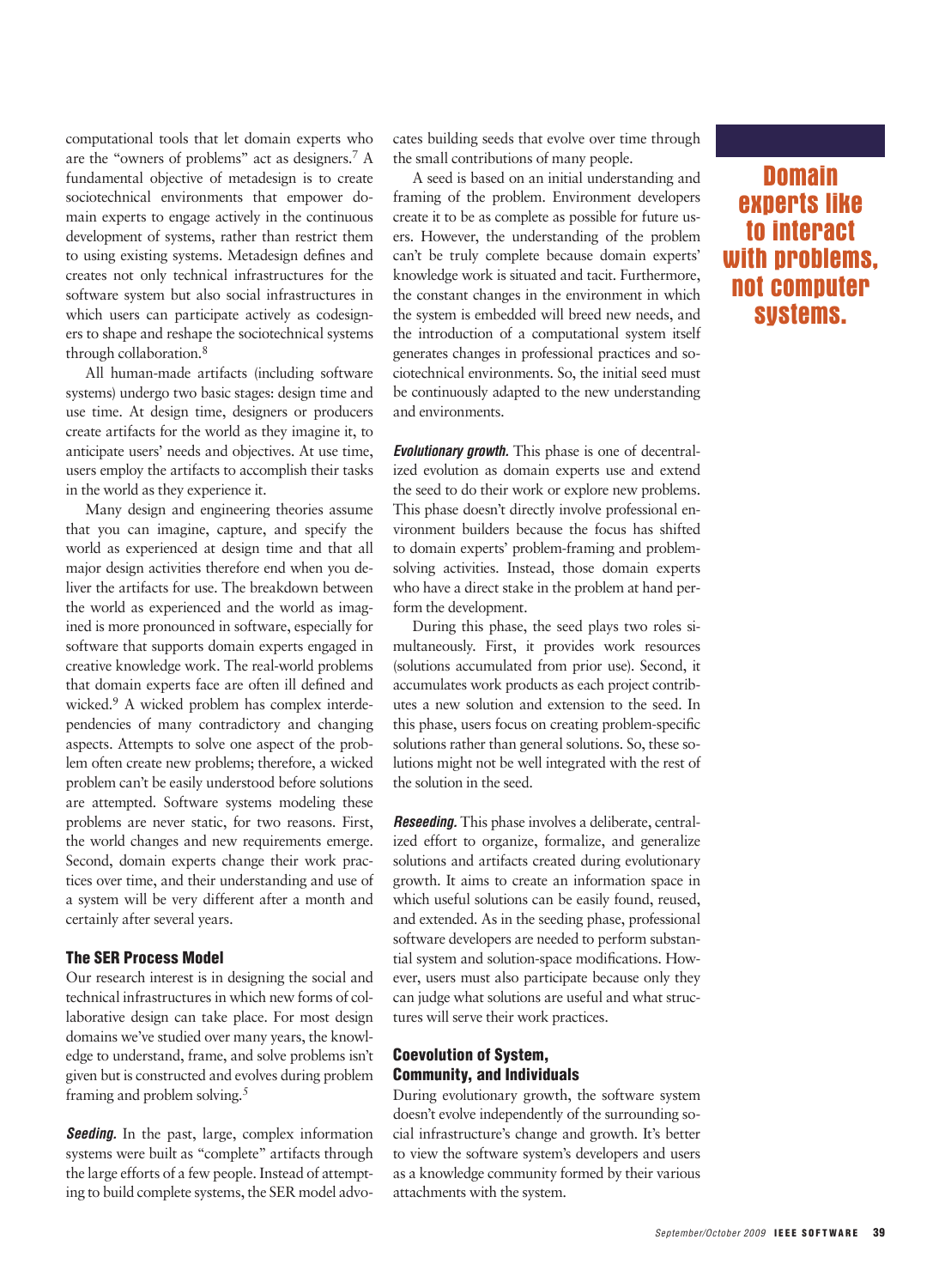computational tools that let domain experts who are the "owners of problems" act as designers.[7] A fundamental objective of metadesign is to create sociotechnical environments that empower domain experts to engage actively in the continuous development of systems, rather than restrict them to using existing systems. Metadesign defines and creates not only technical infrastructures for the software system but also social infrastructures in which users can participate actively as codesigners to shape and reshape the sociotechnical systems through collaboration.[8]

All human-made artifacts (including software systems) undergo two basic stages: design time and use time. At design time, designers or producers create artifacts for the world as they imagine it, to anticipate users' needs and objectives. At use time, users employ the artifacts to accomplish their tasks in the world as they experience it.

Many design and engineering theories assume that you can imagine, capture, and specify the world as experienced at design time and that all major design activities therefore end when you deliver the artifacts for use. The breakdown between the world as experienced and the world as imagined is more pronounced in software, especially for software that supports domain experts engaged in creative knowledge work. The real-world problems that domain experts face are often ill defined and wicked.[9] A wicked problem has complex interdependencies of many contradictory and changing aspects. Attempts to solve one aspect of the problem often create new problems; therefore, a wicked problem can't be easily understood before solutions are attempted. Software systems modeling these problems are never static, for two reasons. First, the world changes and new requirements emerge. Second, domain experts change their work practices over time, and their understanding and use of a system will be very different after a month and certainly after several years.

### The SER Process Model

Our research interest is in designing the social and technical infrastructures in which new forms of collaborative design can take place. For most design domains we've studied over many years, the knowledge to understand, frame, and solve problems isn't given but is constructed and evolves during problem framing and problem solving.[5]

***Seeding.*** In the past, large, complex information systems were built as "complete" artifacts through the large efforts of a few people. Instead of attempting to build complete systems, the SER model advocates building seeds that evolve over time through the small contributions of many people.

A seed is based on an initial understanding and framing of the problem. Environment developers create it to be as complete as possible for future users. However, the understanding of the problem can't be truly complete because domain experts' knowledge work is situated and tacit. Furthermore, the constant changes in the environment in which the system is embedded will breed new needs, and the introduction of a computational system itself generates changes in professional practices and sociotechnical environments. So, the initial seed must be continuously adapted to the new understanding and environments.

***Evolutionary growth.*** This phase is one of decentralized evolution as domain experts use and extend the seed to do their work or explore new problems. This phase doesn't directly involve professional environment builders because the focus has shifted to domain experts' problem-framing and problem-solving activities. Instead, those domain experts who have a direct stake in the problem at hand perform the development.

During this phase, the seed plays two roles simultaneously. First, it provides work resources (solutions accumulated from prior use). Second, it accumulates work products as each project contributes a new solution and extension to the seed. In this phase, users focus on creating problem-specific solutions rather than general solutions. So, these solutions might not be well integrated with the rest of the solution in the seed.

***Reseeding.*** This phase involves a deliberate, centralized effort to organize, formalize, and generalize solutions and artifacts created during evolutionary growth. It aims to create an information space in which useful solutions can be easily found, reused, and extended. As in the seeding phase, professional software developers are needed to perform substantial system and solution-space modifications. However, users must also participate because only they can judge what solutions are useful and what structures will serve their work practices.

### Coevolution of System, Community, and Individuals

During evolutionary growth, the software system doesn't evolve independently of the surrounding social infrastructure's change and growth. It's better to view the software system's developers and users as a knowledge community formed by their various attachments with the system.

**Domain experts like to interact with problems, not computer systems.**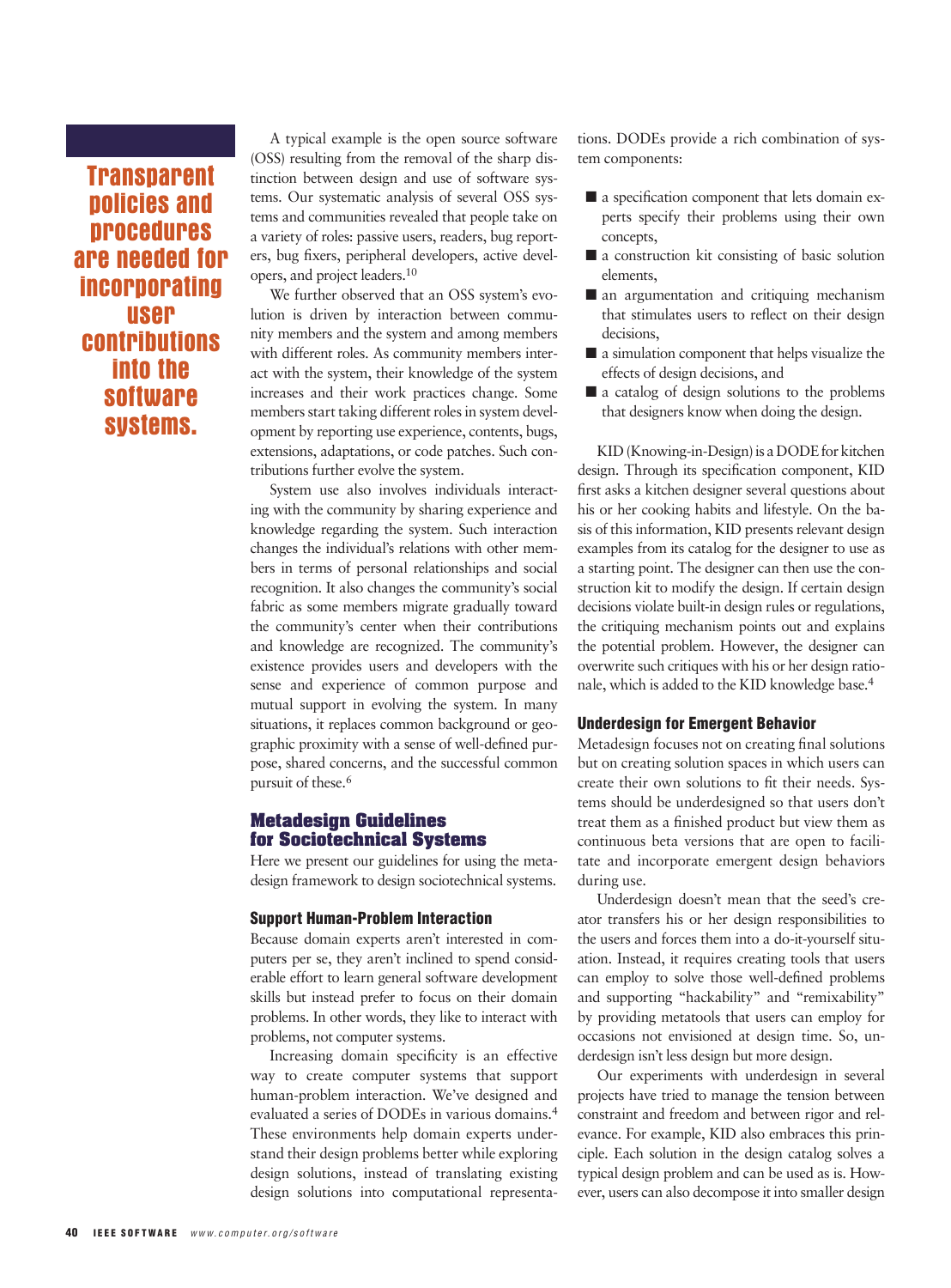**Transparent policies and procedures are needed for incorporating user contributions into the software systems.**

A typical example is the open source software (OSS) resulting from the removal of the sharp distinction between design and use of software systems. Our systematic analysis of several OSS systems and communities revealed that people take on a variety of roles: passive users, readers, bug reporters, bug fixers, peripheral developers, active developers, and project leaders.[10]

We further observed that an OSS system's evolution is driven by interaction between community members and the system and among members with different roles. As community members interact with the system, their knowledge of the system increases and their work practices change. Some members start taking different roles in system development by reporting use experience, contents, bugs, extensions, adaptations, or code patches. Such contributions further evolve the system.

System use also involves individuals interacting with the community by sharing experience and knowledge regarding the system. Such interaction changes the individual's relations with other members in terms of personal relationships and social recognition. It also changes the community's social fabric as some members migrate gradually toward the community's center when their contributions and knowledge are recognized. The community's existence provides users and developers with the sense and experience of common purpose and mutual support in evolving the system. In many situations, it replaces common background or geographic proximity with a sense of well-defined purpose, shared concerns, and the successful common pursuit of these.[6]

## Metadesign Guidelines for Sociotechnical Systems

Here we present our guidelines for using the metadesign framework to design sociotechnical systems.

### Support Human-Problem Interaction

Because domain experts aren't interested in computers per se, they aren't inclined to spend considerable effort to learn general software development skills but instead prefer to focus on their domain problems. In other words, they like to interact with problems, not computer systems.

Increasing domain specificity is an effective way to create computer systems that support human-problem interaction. We've designed and evaluated a series of DODEs in various domains.[4] These environments help domain experts understand their design problems better while exploring design solutions, instead of translating existing design solutions into computational representations. DODEs provide a rich combination of system components:

- a specification component that lets domain experts specify their problems using their own concepts,
- a construction kit consisting of basic solution elements,
- an argumentation and critiquing mechanism that stimulates users to reflect on their design decisions,
- a simulation component that helps visualize the effects of design decisions, and
- a catalog of design solutions to the problems that designers know when doing the design.

KID (Knowing-in-Design) is a DODE for kitchen design. Through its specification component, KID first asks a kitchen designer several questions about his or her cooking habits and lifestyle. On the basis of this information, KID presents relevant design examples from its catalog for the designer to use as a starting point. The designer can then use the construction kit to modify the design. If certain design decisions violate built-in design rules or regulations, the critiquing mechanism points out and explains the potential problem. However, the designer can overwrite such critiques with his or her design rationale, which is added to the KID knowledge base.[4]

### Underdesign for Emergent Behavior

Metadesign focuses not on creating final solutions but on creating solution spaces in which users can create their own solutions to fit their needs. Systems should be underdesigned so that users don't treat them as a finished product but view them as continuous beta versions that are open to facilitate and incorporate emergent design behaviors during use.

Underdesign doesn't mean that the seed's creator transfers his or her design responsibilities to the users and forces them into a do-it-yourself situation. Instead, it requires creating tools that users can employ to solve those well-defined problems and supporting "hackability" and "remixability" by providing metatools that users can employ for occasions not envisioned at design time. So, underdesign isn't less design but more design.

Our experiments with underdesign in several projects have tried to manage the tension between constraint and freedom and between rigor and relevance. For example, KID also embraces this principle. Each solution in the design catalog solves a typical design problem and can be used as is. However, users can also decompose it into smaller design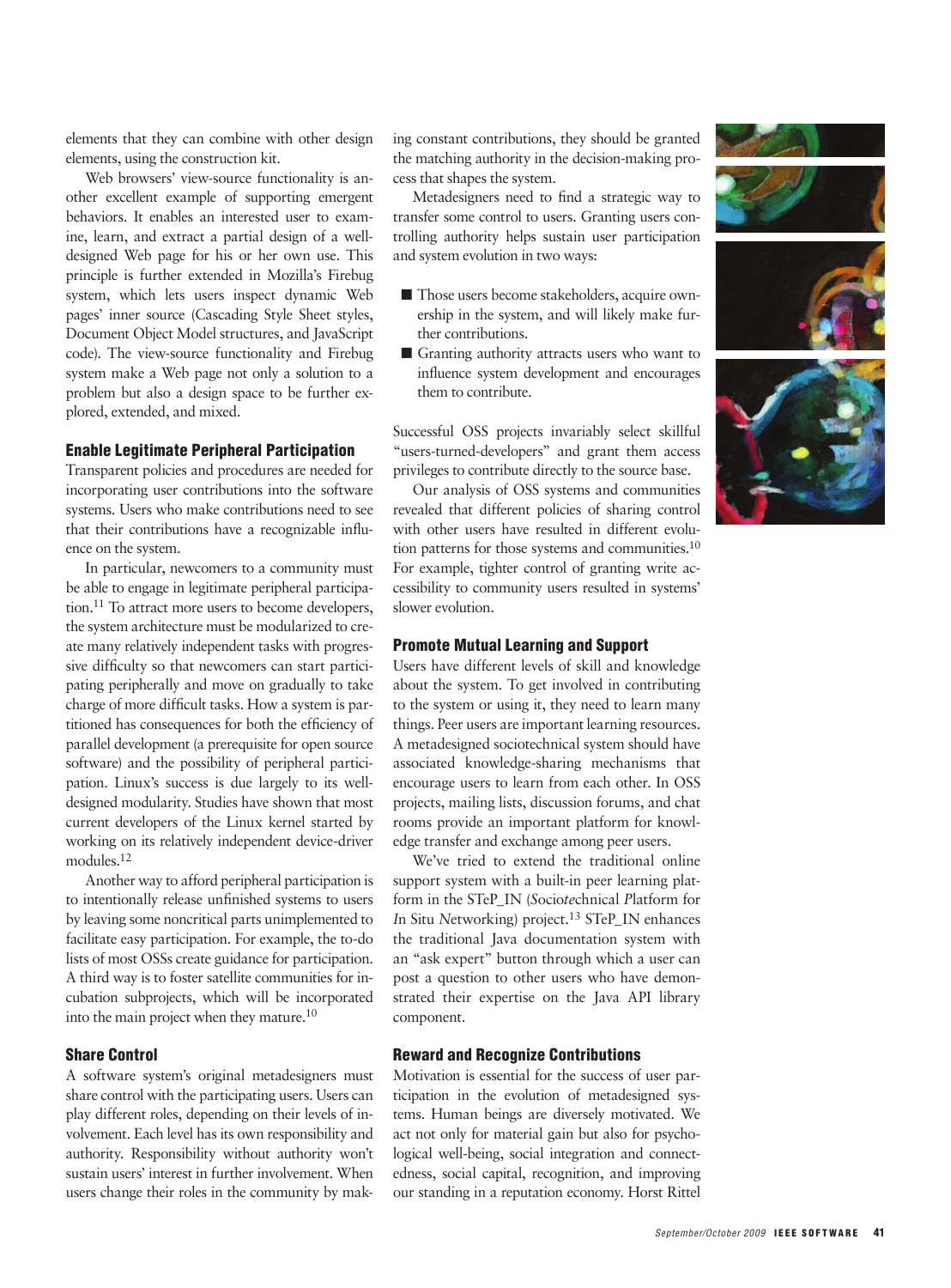elements that they can combine with other design elements, using the construction kit.

Web browsers' view-source functionality is another excellent example of supporting emergent behaviors. It enables an interested user to examine, learn, and extract a partial design of a well-designed Web page for his or her own use. This principle is further extended in Mozilla's Firebug system, which lets users inspect dynamic Web pages' inner source (Cascading Style Sheet styles, Document Object Model structures, and JavaScript code). The view-source functionality and Firebug system make a Web page not only a solution to a problem but also a design space to be further explored, extended, and mixed.

### Enable Legitimate Peripheral Participation

Transparent policies and procedures are needed for incorporating user contributions into the software systems. Users who make contributions need to see that their contributions have a recognizable influence on the system.

In particular, newcomers to a community must be able to engage in legitimate peripheral participation.[11] To attract more users to become developers, the system architecture must be modularized to create many relatively independent tasks with progressive difficulty so that newcomers can start participating peripherally and move on gradually to take charge of more difficult tasks. How a system is partitioned has consequences for both the efficiency of parallel development (a prerequisite for open source software) and the possibility of peripheral participation. Linux's success is due largely to its well-designed modularity. Studies have shown that most current developers of the Linux kernel started by working on its relatively independent device-driver modules.[12]

Another way to afford peripheral participation is to intentionally release unfinished systems to users by leaving some noncritical parts unimplemented to facilitate easy participation. For example, the to-do lists of most OSSs create guidance for participation. A third way is to foster satellite communities for incubation subprojects, which will be incorporated into the main project when they mature.[10]

### Share Control

A software system's original metadesigners must share control with the participating users. Users can play different roles, depending on their levels of involvement. Each level has its own responsibility and authority. Responsibility without authority won't sustain users' interest in further involvement. When users change their roles in the community by making constant contributions, they should be granted the matching authority in the decision-making process that shapes the system.

Metadesigners need to find a strategic way to transfer some control to users. Granting users controlling authority helps sustain user participation and system evolution in two ways:

- Those users become stakeholders, acquire ownership in the system, and will likely make further contributions.
- Granting authority attracts users who want to influence system development and encourages them to contribute.

Successful OSS projects invariably select skillful "users-turned-developers" and grant them access privileges to contribute directly to the source base.

Our analysis of OSS systems and communities revealed that different policies of sharing control with other users have resulted in different evolution patterns for those systems and communities.[10] For example, tighter control of granting write accessibility to community users resulted in systems' slower evolution.

### Promote Mutual Learning and Support

Users have different levels of skill and knowledge about the system. To get involved in contributing to the system or using it, they need to learn many things. Peer users are important learning resources. A metadesigned sociotechnical system should have associated knowledge-sharing mechanisms that encourage users to learn from each other. In OSS projects, mailing lists, discussion forums, and chat rooms provide an important platform for knowledge transfer and exchange among peer users.

We've tried to extend the traditional online support system with a built-in peer learning platform in the STeP_IN (*S*ocio*te*chnical *P*latform for *In* Situ *N*etworking) project.[13] STeP_IN enhances the traditional Java documentation system with an "ask expert" button through which a user can post a question to other users who have demonstrated their expertise on the Java API library component.

### Reward and Recognize Contributions

Motivation is essential for the success of user participation in the evolution of metadesigned systems. Human beings are diversely motivated. We act not only for material gain but also for psychological well-being, social integration and connectedness, social capital, recognition, and improving our standing in a reputation economy. Horst Rittel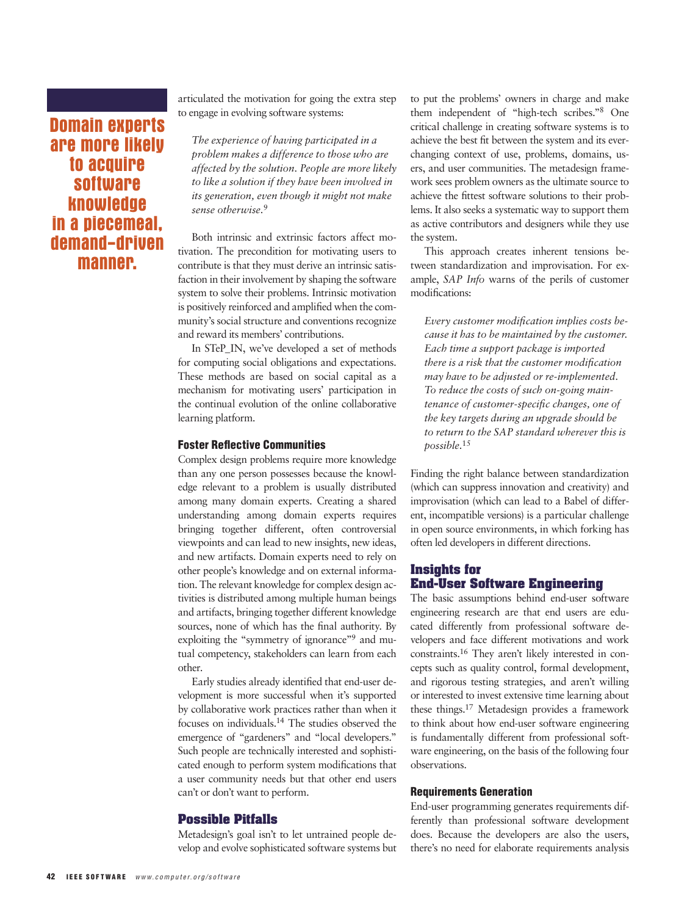**Domain experts are more likely to acquire software knowledge in a piecemeal, demand-driven manner.**

articulated the motivation for going the extra step to engage in evolving software systems:

> *The experience of having participated in a problem makes a difference to those who are affected by the solution. People are more likely to like a solution if they have been involved in its generation, even though it might not make sense otherwise.*[9]

Both intrinsic and extrinsic factors affect motivation. The precondition for motivating users to contribute is that they must derive an intrinsic satisfaction in their involvement by shaping the software system to solve their problems. Intrinsic motivation is positively reinforced and amplified when the community's social structure and conventions recognize and reward its members' contributions.

In STeP_IN, we've developed a set of methods for computing social obligations and expectations. These methods are based on social capital as a mechanism for motivating users' participation in the continual evolution of the online collaborative learning platform.

### Foster Reflective Communities

Complex design problems require more knowledge than any one person possesses because the knowledge relevant to a problem is usually distributed among many domain experts. Creating a shared understanding among domain experts requires bringing together different, often controversial viewpoints and can lead to new insights, new ideas, and new artifacts. Domain experts need to rely on other people's knowledge and on external information. The relevant knowledge for complex design activities is distributed among multiple human beings and artifacts, bringing together different knowledge sources, none of which has the final authority. By exploiting the "symmetry of ignorance"[9] and mutual competency, stakeholders can learn from each other.

Early studies already identified that end-user development is more successful when it's supported by collaborative work practices rather than when it focuses on individuals.[14] The studies observed the emergence of "gardeners" and "local developers." Such people are technically interested and sophisticated enough to perform system modifications that a user community needs but that other end users can't or don't want to perform.

## Possible Pitfalls

Metadesign's goal isn't to let untrained people develop and evolve sophisticated software systems but to put the problems' owners in charge and make them independent of "high-tech scribes."[8] One critical challenge in creating software systems is to achieve the best fit between the system and its ever-changing context of use, problems, domains, users, and user communities. The metadesign framework sees problem owners as the ultimate source to achieve the fittest software solutions to their problems. It also seeks a systematic way to support them as active contributors and designers while they use the system.

This approach creates inherent tensions between standardization and improvisation. For example, *SAP Info* warns of the perils of customer modifications:

> *Every customer modification implies costs because it has to be maintained by the customer. Each time a support package is imported there is a risk that the customer modification may have to be adjusted or re-implemented. To reduce the costs of such on-going maintenance of customer-specific changes, one of the key targets during an upgrade should be to return to the SAP standard wherever this is possible.*[15]

Finding the right balance between standardization (which can suppress innovation and creativity) and improvisation (which can lead to a Babel of different, incompatible versions) is a particular challenge in open source environments, in which forking has often led developers in different directions.

## Insights for End-User Software Engineering

The basic assumptions behind end-user software engineering research are that end users are educated differently from professional software developers and face different motivations and work constraints.[16] They aren't likely interested in concepts such as quality control, formal development, and rigorous testing strategies, and aren't willing or interested to invest extensive time learning about these things.[17] Metadesign provides a framework to think about how end-user software engineering is fundamentally different from professional software engineering, on the basis of the following four observations.

### Requirements Generation

End-user programming generates requirements differently than professional software development does. Because the developers are also the users, there's no need for elaborate requirements analysis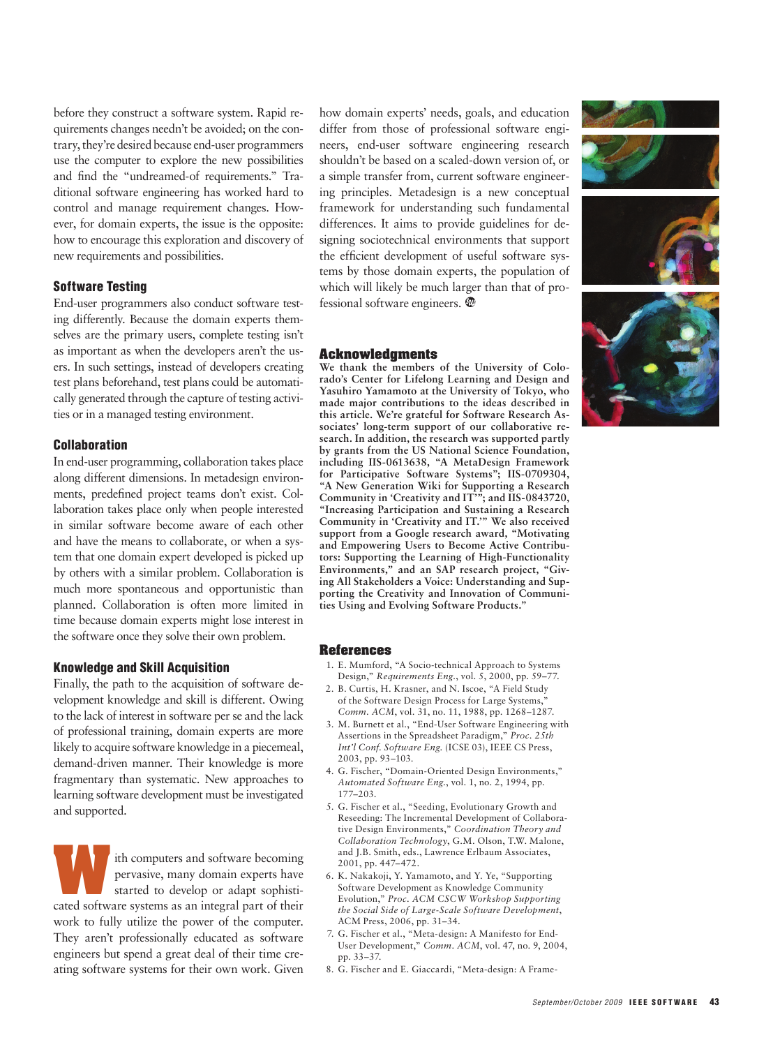before they construct a software system. Rapid requirements changes needn't be avoided; on the contrary, they're desired because end-user programmers use the computer to explore the new possibilities and find the "undreamed-of requirements." Traditional software engineering has worked hard to control and manage requirement changes. However, for domain experts, the issue is the opposite: how to encourage this exploration and discovery of new requirements and possibilities.

### Software Testing

End-user programmers also conduct software testing differently. Because the domain experts themselves are the primary users, complete testing isn't as important as when the developers aren't the users. In such settings, instead of developers creating test plans beforehand, test plans could be automatically generated through the capture of testing activities or in a managed testing environment.

### Collaboration

In end-user programming, collaboration takes place along different dimensions. In metadesign environments, predefined project teams don't exist. Collaboration takes place only when people interested in similar software become aware of each other and have the means to collaborate, or when a system that one domain expert developed is picked up by others with a similar problem. Collaboration is much more spontaneous and opportunistic than planned. Collaboration is often more limited in time because domain experts might lose interest in the software once they solve their own problem.

### Knowledge and Skill Acquisition

Finally, the path to the acquisition of software development knowledge and skill is different. Owing to the lack of interest in software per se and the lack of professional training, domain experts are more likely to acquire software knowledge in a piecemeal, demand-driven manner. Their knowledge is more fragmentary than systematic. New approaches to learning software development must be investigated and supported.

With computers and software becoming pervasive, many domain experts have started to develop or adapt sophisticated software systems as an integral part of their work to fully utilize the power of the computer. They aren't professionally educated as software engineers but spend a great deal of their time creating software systems for their own work. Given how domain experts' needs, goals, and education differ from those of professional software engineers, end-user software engineering research shouldn't be based on a scaled-down version of, or a simple transfer from, current software engineering principles. Metadesign is a new conceptual framework for understanding such fundamental differences. It aims to provide guidelines for designing sociotechnical environments that support the efficient development of useful software systems by those domain experts, the population of which will likely be much larger than that of professional software engineers.

## Acknowledgments

**We thank the members of the University of Colorado's Center for Lifelong Learning and Design and Yasuhiro Yamamoto at the University of Tokyo, who made major contributions to the ideas described in this article. We're grateful for Software Research Associates' long-term support of our collaborative research. In addition, the research was supported partly by grants from the US National Science Foundation, including IIS-0613638, "A MetaDesign Framework for Participative Software Systems"; IIS-0709304, "A New Generation Wiki for Supporting a Research Community in 'Creativity and IT'"; and IIS-0843720, "Increasing Participation and Sustaining a Research Community in 'Creativity and IT.'" We also received support from a Google research award, "Motivating and Empowering Users to Become Active Contributors: Supporting the Learning of High-Functionality Environments," and an SAP research project, "Giving All Stakeholders a Voice: Understanding and Supporting the Creativity and Innovation of Communities Using and Evolving Software Products."**

## References

1. E. Mumford, "A Socio-technical Approach to Systems Design," *Requirements Eng.*, vol. 5, 2000, pp. 59–77.
2. B. Curtis, H. Krasner, and N. Iscoe, "A Field Study of the Software Design Process for Large Systems," *Comm. ACM*, vol. 31, no. 11, 1988, pp. 1268–1287.
3. M. Burnett et al., "End-User Software Engineering with Assertions in the Spreadsheet Paradigm," *Proc. 25th Int'l Conf. Software Eng.* (ICSE 03), IEEE CS Press, 2003, pp. 93–103.
4. G. Fischer, "Domain-Oriented Design Environments," *Automated Software Eng.*, vol. 1, no. 2, 1994, pp. 177–203.
5. G. Fischer et al., "Seeding, Evolutionary Growth and Reseeding: The Incremental Development of Collaborative Design Environments," *Coordination Theory and Collaboration Technology*, G.M. Olson, T.W. Malone, and J.B. Smith, eds., Lawrence Erlbaum Associates, 2001, pp. 447–472.
6. K. Nakakoji, Y. Yamamoto, and Y. Ye, "Supporting Software Development as Knowledge Community Evolution," *Proc. ACM CSCW Workshop Supporting the Social Side of Large-Scale Software Development*, ACM Press, 2006, pp. 31–34.
7. G. Fischer et al., "Meta-design: A Manifesto for End-User Development," *Comm. ACM*, vol. 47, no. 9, 2004, pp. 33–37.
8. G. Fischer and E. Giaccardi, "Meta-design: A Frame-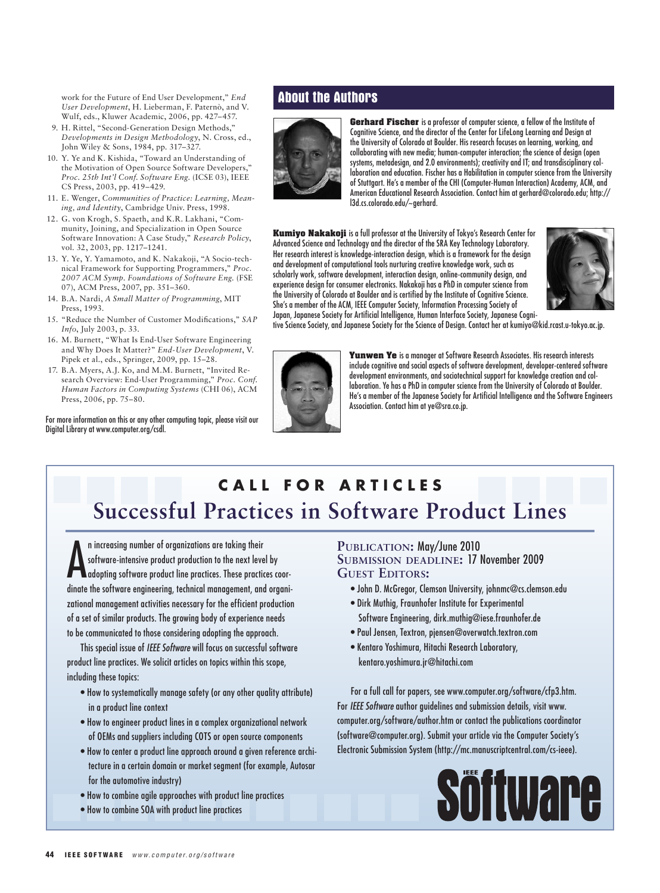work for the Future of End User Development," *End User Development*, H. Lieberman, F. Paternò, and V. Wulf, eds., Kluwer Academic, 2006, pp. 427–457.

9. H. Rittel, "Second-Generation Design Methods," *Developments in Design Methodology*, N. Cross, ed., John Wiley & Sons, 1984, pp. 317–327.
10. Y. Ye and K. Kishida, "Toward an Understanding of the Motivation of Open Source Software Developers," *Proc. 25th Int'l Conf. Software Eng.* (ICSE 03), IEEE CS Press, 2003, pp. 419–429.
11. E. Wenger, *Communities of Practice: Learning, Meaning, and Identity*, Cambridge Univ. Press, 1998.
12. G. von Krogh, S. Spaeth, and K.R. Lakhani, "Community, Joining, and Specialization in Open Source Software Innovation: A Case Study," *Research Policy*, vol. 32, 2003, pp. 1217–1241.
13. Y. Ye, Y. Yamamoto, and K. Nakakoji, "A Socio-technical Framework for Supporting Programmers," *Proc. 2007 ACM Symp. Foundations of Software Eng.* (FSE 07), ACM Press, 2007, pp. 351–360.
14. B.A. Nardi, *A Small Matter of Programming*, MIT Press, 1993.
15. "Reduce the Number of Customer Modifications," *SAP Info*, July 2003, p. 33.
16. M. Burnett, "What Is End-User Software Engineering and Why Does It Matter?" *End-User Development*, V. Pipek et al., eds., Springer, 2009, pp. 15–28.
17. B.A. Myers, A.J. Ko, and M.M. Burnett, "Invited Research Overview: End-User Programming," *Proc. Conf. Human Factors in Computing Systems* (CHI 06), ACM Press, 2006, pp. 75–80.

For more information on this or any other computing topic, please visit our Digital Library at www.computer.org/csdl.

## About the Authors

**Gerhard Fischer** is a professor of computer science, a fellow of the Institute of Cognitive Science, and the director of the Center for LifeLong Learning and Design at the University of Colorado at Boulder. His research focuses on learning, working, and collaborating with new media; human-computer interaction; the science of design (open systems, metadesign, and 2.0 environments); creativity and IT; and transdisciplinary collaboration and education. Fischer has a Habilitation in computer science from the University of Stuttgart. He's a member of the CHI (Computer-Human Interaction) Academy, ACM, and American Educational Research Association. Contact him at gerhard@colorado.edu; http://l3d.cs.colorado.edu/~gerhard.

**Kumiyo Nakakoji** is a full professor at the University of Tokyo's Research Center for Advanced Science and Technology and the director of the SRA Key Technology Laboratory. Her research interest is knowledge-interaction design, which is a framework for the design and development of computational tools nurturing creative knowledge work, such as scholarly work, software development, interaction design, online-community design, and experience design for consumer electronics. Nakakoji has a PhD in computer science from the University of Colorado at Boulder and is certified by the Institute of Cognitive Science. She's a member of the ACM, IEEE Computer Society, Information Processing Society of Japan, Japanese Society for Artificial Intelligence, Human Interface Society, Japanese Cognitive Science Society, and Japanese Society for the Science of Design. Contact her at kumiyo@kid.rcast.u-tokyo.ac.jp.

**Yunwen Ye** is a manager at Software Research Associates. His research interests include cognitive and social aspects of software development, developer-centered software development environments, and sociotechnical support for knowledge creation and collaboration. Ye has a PhD in computer science from the University of Colorado at Boulder. He's a member of the Japanese Society for Artificial Intelligence and the Software Engineers Association. Contact him at ye@sra.co.jp.

## CALL FOR ARTICLES

# Successful Practices in Software Product Lines

An increasing number of organizations are taking their software-intensive product production to the next level by adopting software product line practices. These practices coordinate the software engineering, technical management, and organizational management activities necessary for the efficient production of a set of similar products. The growing body of experience needs to be communicated to those considering adopting the approach.

This special issue of *IEEE Software* will focus on successful software product line practices. We solicit articles on topics within this scope, including these topics:

- How to systematically manage safety (or any other quality attribute) in a product line context
- How to engineer product lines in a complex organizational network of OEMs and suppliers including COTS or open source components
- How to center a product line approach around a given reference architecture in a certain domain or market segment (for example, Autosar for the automotive industry)
- How to combine agile approaches with product line practices
- How to combine SOA with product line practices

**Publication:** May/June 2010
**Submission deadline:** 17 November 2009
**Guest Editors:**

- John D. McGregor, Clemson University, johnmc@cs.clemson.edu
- Dirk Muthig, Fraunhofer Institute for Experimental Software Engineering, dirk.muthig@iese.fraunhofer.de
- Paul Jensen, Textron, pjensen@overwatch.textron.com
- Kentaro Yoshimura, Hitachi Research Laboratory, kentaro.yoshimura.jr@hitachi.com

For a full call for papers, see www.computer.org/software/cfp3.htm. For *IEEE Software* author guidelines and submission details, visit www.computer.org/software/author.htm or contact the publications coordinator (software@computer.org). Submit your article via the Computer Society's Electronic Submission System (http://mc.manuscriptcentral.com/cs-ieee).

IEEE Software